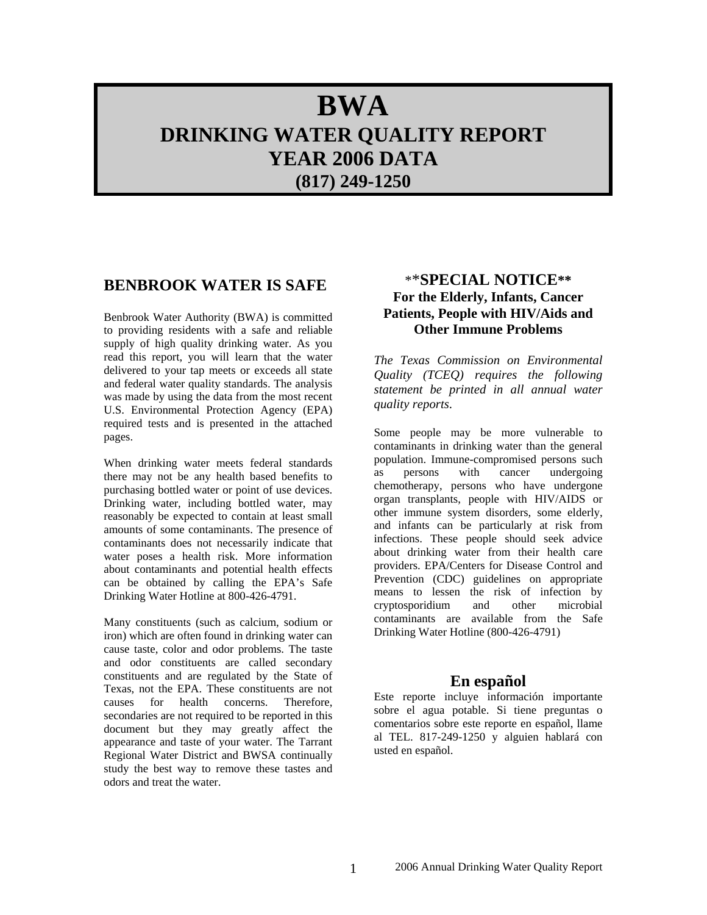# BWA
# DRINKING WATER QUALITY REPORT
# YEAR 2006 DATA
# (817) 249-1250

## BENBROOK WATER IS SAFE

Benbrook Water Authority (BWA) is committed to providing residents with a safe and reliable supply of high quality drinking water. As you read this report, you will learn that the water delivered to your tap meets or exceeds all state and federal water quality standards. The analysis was made by using the data from the most recent U.S. Environmental Protection Agency (EPA) required tests and is presented in the attached pages.

When drinking water meets federal standards there may not be any health based benefits to purchasing bottled water or point of use devices. Drinking water, including bottled water, may reasonably be expected to contain at least small amounts of some contaminants. The presence of contaminants does not necessarily indicate that water poses a health risk. More information about contaminants and potential health effects can be obtained by calling the EPA's Safe Drinking Water Hotline at 800-426-4791.

Many constituents (such as calcium, sodium or iron) which are often found in drinking water can cause taste, color and odor problems. The taste and odor constituents are called secondary constituents and are regulated by the State of Texas, not the EPA. These constituents are not causes for health concerns. Therefore, secondaries are not required to be reported in this document but they may greatly affect the appearance and taste of your water. The Tarrant Regional Water District and BWSA continually study the best way to remove these tastes and odors and treat the water.

## **SPECIAL NOTICE**
### For the Elderly, Infants, Cancer Patients, People with HIV/Aids and Other Immune Problems

*The Texas Commission on Environmental Quality (TCEQ) requires the following statement be printed in all annual water quality reports.*

Some people may be more vulnerable to contaminants in drinking water than the general population. Immune-compromised persons such as persons with cancer undergoing chemotherapy, persons who have undergone organ transplants, people with HIV/AIDS or other immune system disorders, some elderly, and infants can be particularly at risk from infections. These people should seek advice about drinking water from their health care providers. EPA/Centers for Disease Control and Prevention (CDC) guidelines on appropriate means to lessen the risk of infection by cryptosporidium and other microbial contaminants are available from the Safe Drinking Water Hotline (800-426-4791)

## En español

Este reporte incluye información importante sobre el agua potable. Si tiene preguntas o comentarios sobre este reporte en español, llame al TEL. 817-249-1250 y alguien hablará con usted en español.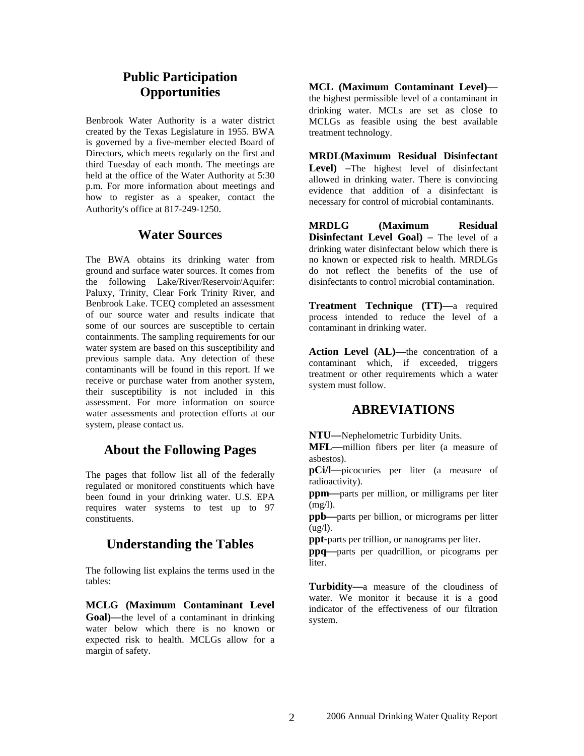## Public Participation Opportunities

Benbrook Water Authority is a water district created by the Texas Legislature in 1955. BWA is governed by a five-member elected Board of Directors, which meets regularly on the first and third Tuesday of each month. The meetings are held at the office of the Water Authority at 5:30 p.m. For more information about meetings and how to register as a speaker, contact the Authority's office at 817-249-1250.

## Water Sources

The BWA obtains its drinking water from ground and surface water sources. It comes from the following Lake/River/Reservoir/Aquifer: Paluxy, Trinity, Clear Fork Trinity River, and Benbrook Lake. TCEQ completed an assessment of our source water and results indicate that some of our sources are susceptible to certain containments. The sampling requirements for our water system are based on this susceptibility and previous sample data. Any detection of these contaminants will be found in this report. If we receive or purchase water from another system, their susceptibility is not included in this assessment. For more information on source water assessments and protection efforts at our system, please contact us.

## About the Following Pages

The pages that follow list all of the federally regulated or monitored constituents which have been found in your drinking water. U.S. EPA requires water systems to test up to 97 constituents.

## Understanding the Tables

The following list explains the terms used in the tables:

**MCLG (Maximum Contaminant Level Goal)—**the level of a contaminant in drinking water below which there is no known or expected risk to health. MCLGs allow for a margin of safety.

**MCL (Maximum Contaminant Level)—** the highest permissible level of a contaminant in drinking water. MCLs are set as close to MCLGs as feasible using the best available treatment technology.

**MRDL(Maximum Residual Disinfectant Level) –**The highest level of disinfectant allowed in drinking water. There is convincing evidence that addition of a disinfectant is necessary for control of microbial contaminants.

**MRDLG (Maximum Residual Disinfectant Level Goal) –** The level of a drinking water disinfectant below which there is no known or expected risk to health. MRDLGs do not reflect the benefits of the use of disinfectants to control microbial contamination.

**Treatment Technique (TT)—**a required process intended to reduce the level of a contaminant in drinking water.

**Action Level (AL)—**the concentration of a contaminant which, if exceeded, triggers treatment or other requirements which a water system must follow.

## ABREVIATIONS

**NTU—**Nephelometric Turbidity Units.

**MFL—**million fibers per liter (a measure of asbestos).

**pCi/l—**picocuries per liter (a measure of radioactivity).

**ppm—**parts per million, or milligrams per liter (mg/l).

**ppb—**parts per billion, or micrograms per litter (ug/l).

**ppt-**parts per trillion, or nanograms per liter.

**ppq—**parts per quadrillion, or picograms per liter.

**Turbidity—**a measure of the cloudiness of water. We monitor it because it is a good indicator of the effectiveness of our filtration system.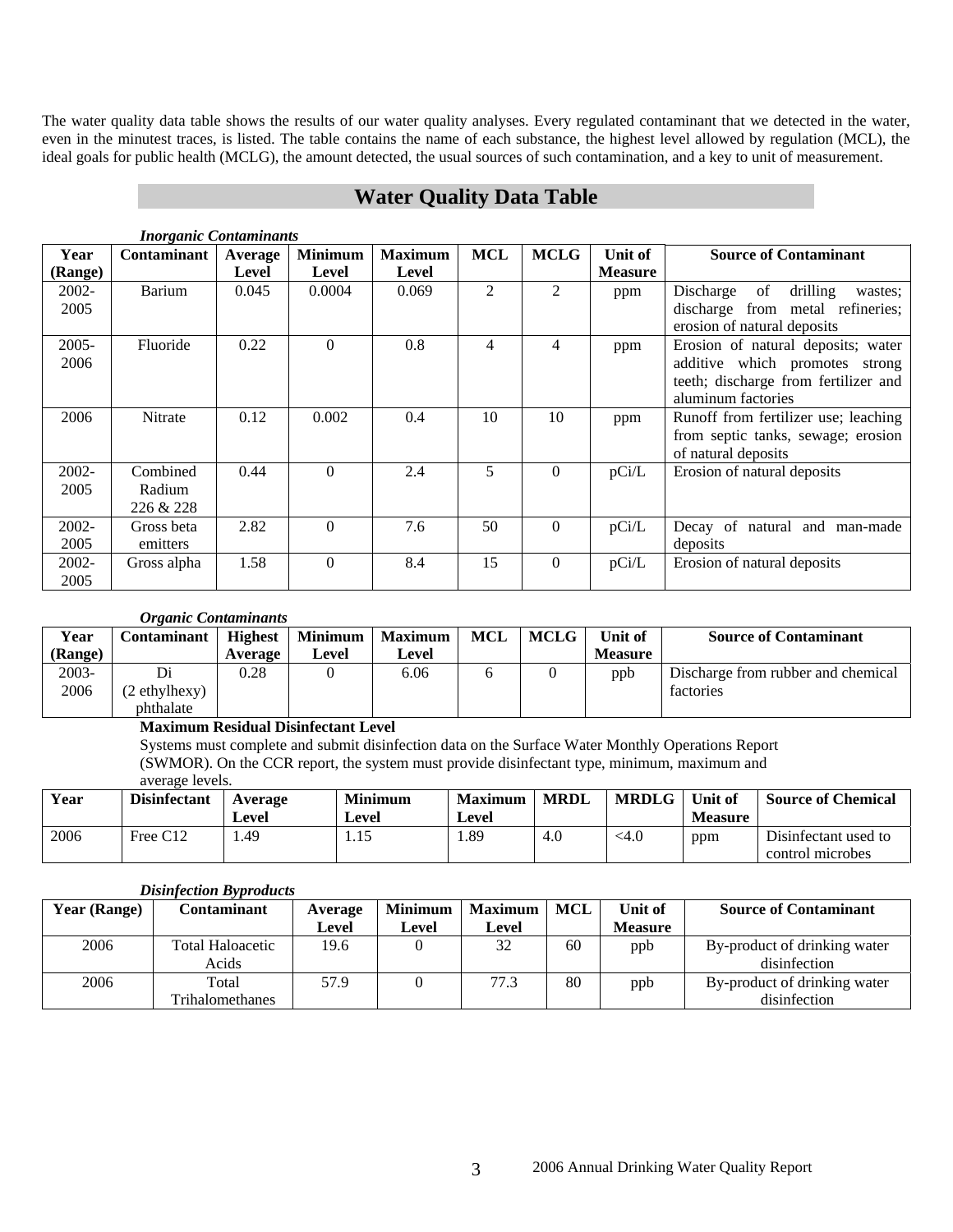The water quality data table shows the results of our water quality analyses. Every regulated contaminant that we detected in the water, even in the minutest traces, is listed. The table contains the name of each substance, the highest level allowed by regulation (MCL), the ideal goals for public health (MCLG), the amount detected, the usual sources of such contamination, and a key to unit of measurement.

## Water Quality Data Table

***Inorganic Contaminants***

| Year (Range) | Contaminant | Average Level | Minimum Level | Maximum Level | MCL | MCLG | Unit of Measure | Source of Contaminant |
|---|---|---|---|---|---|---|---|---|
| 2002-2005 | Barium | 0.045 | 0.0004 | 0.069 | 2 | 2 | ppm | Discharge of drilling wastes; discharge from metal refineries; erosion of natural deposits |
| 2005-2006 | Fluoride | 0.22 | 0 | 0.8 | 4 | 4 | ppm | Erosion of natural deposits; water additive which promotes strong teeth; discharge from fertilizer and aluminum factories |
| 2006 | Nitrate | 0.12 | 0.002 | 0.4 | 10 | 10 | ppm | Runoff from fertilizer use; leaching from septic tanks, sewage; erosion of natural deposits |
| 2002-2005 | Combined Radium 226 & 228 | 0.44 | 0 | 2.4 | 5 | 0 | pCi/L | Erosion of natural deposits |
| 2002-2005 | Gross beta emitters | 2.82 | 0 | 7.6 | 50 | 0 | pCi/L | Decay of natural and man-made deposits |
| 2002-2005 | Gross alpha | 1.58 | 0 | 8.4 | 15 | 0 | pCi/L | Erosion of natural deposits |

***Organic Contaminants***

| Year (Range) | Contaminant | Highest Average | Minimum Level | Maximum Level | MCL | MCLG | Unit of Measure | Source of Contaminant |
|---|---|---|---|---|---|---|---|---|
| 2003-2006 | Di (2 ethylhexy) phthalate | 0.28 | 0 | 6.06 | 6 | 0 | ppb | Discharge from rubber and chemical factories |

**Maximum Residual Disinfectant Level**

Systems must complete and submit disinfection data on the Surface Water Monthly Operations Report (SWMOR). On the CCR report, the system must provide disinfectant type, minimum, maximum and average levels.

| Year | Disinfectant | Average Level | Minimum Level | Maximum Level | MRDL | MRDLG | Unit of Measure | Source of Chemical |
|---|---|---|---|---|---|---|---|---|
| 2006 | Free C12 | 1.49 | 1.15 | 1.89 | 4.0 | <4.0 | ppm | Disinfectant used to control microbes |

***Disinfection Byproducts***

| Year (Range) | Contaminant | Average Level | Minimum Level | Maximum Level | MCL | Unit of Measure | Source of Contaminant |
|---|---|---|---|---|---|---|---|
| 2006 | Total Haloacetic Acids | 19.6 | 0 | 32 | 60 | ppb | By-product of drinking water disinfection |
| 2006 | Total Trihalomethanes | 57.9 | 0 | 77.3 | 80 | ppb | By-product of drinking water disinfection |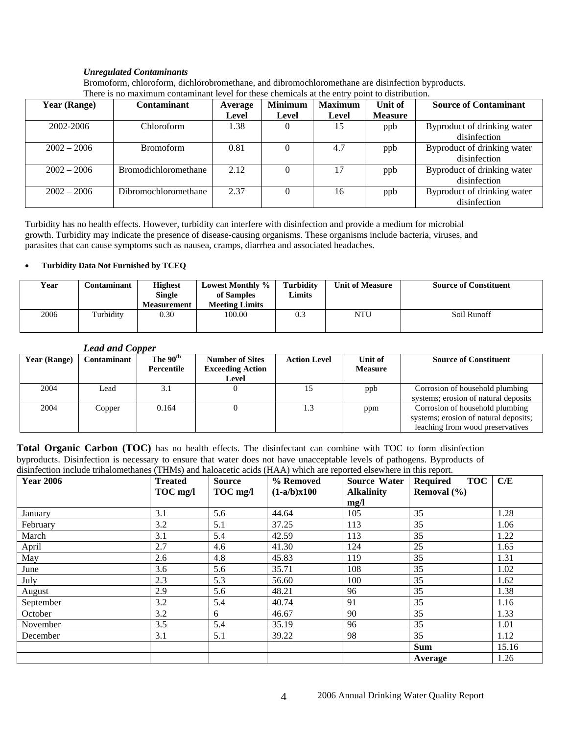### *Unregulated Contaminants*

Bromoform, chloroform, dichlorobromethane, and dibromochloromethane are disinfection byproducts. There is no maximum contaminant level for these chemicals at the entry point to distribution.

| Year (Range) | Contaminant | Average Level | Minimum Level | Maximum Level | Unit of Measure | Source of Contaminant |
|---|---|---|---|---|---|---|
| 2002-2006 | Chloroform | 1.38 | 0 | 15 | ppb | Byproduct of drinking water disinfection |
| 2002 – 2006 | Bromoform | 0.81 | 0 | 4.7 | ppb | Byproduct of drinking water disinfection |
| 2002 – 2006 | Bromodichloromethane | 2.12 | 0 | 17 | ppb | Byproduct of drinking water disinfection |
| 2002 – 2006 | Dibromochloromethane | 2.37 | 0 | 16 | ppb | Byproduct of drinking water disinfection |

Turbidity has no health effects. However, turbidity can interfere with disinfection and provide a medium for microbial growth. Turbidity may indicate the presence of disease-causing organisms. These organisms include bacteria, viruses, and parasites that can cause symptoms such as nausea, cramps, diarrhea and associated headaches.

- **Turbidity Data Not Furnished by TCEQ**

| Year | Contaminant | Highest Single Measurement | Lowest Monthly % of Samples Meeting Limits | Turbidity Limits | Unit of Measure | Source of Constituent |
|---|---|---|---|---|---|---|
| 2006 | Turbidity | 0.30 | 100.00 | 0.3 | NTU | Soil Runoff |

### *Lead and Copper*

| Year (Range) | Contaminant | The 90th Percentile | Number of Sites Exceeding Action Level | Action Level | Unit of Measure | Source of Constituent |
|---|---|---|---|---|---|---|
| 2004 | Lead | 3.1 | 0 | 15 | ppb | Corrosion of household plumbing systems; erosion of natural deposits |
| 2004 | Copper | 0.164 | 0 | 1.3 | ppm | Corrosion of household plumbing systems; erosion of natural deposits; leaching from wood preservatives |

**Total Organic Carbon (TOC)** has no health effects. The disinfectant can combine with TOC to form disinfection byproducts. Disinfection is necessary to ensure that water does not have unacceptable levels of pathogens. Byproducts of disinfection include trihalomethanes (THMs) and haloacetic acids (HAA) which are reported elsewhere in this report.

| Year 2006 | Treated TOC mg/l | Source TOC mg/l | % Removed (1-a/b)x100 | Source Water Alkalinity mg/l | Required TOC Removal (%) | C/E |
|---|---|---|---|---|---|---|
| January | 3.1 | 5.6 | 44.64 | 105 | 35 | 1.28 |
| February | 3.2 | 5.1 | 37.25 | 113 | 35 | 1.06 |
| March | 3.1 | 5.4 | 42.59 | 113 | 35 | 1.22 |
| April | 2.7 | 4.6 | 41.30 | 124 | 25 | 1.65 |
| May | 2.6 | 4.8 | 45.83 | 119 | 35 | 1.31 |
| June | 3.6 | 5.6 | 35.71 | 108 | 35 | 1.02 |
| July | 2.3 | 5.3 | 56.60 | 100 | 35 | 1.62 |
| August | 2.9 | 5.6 | 48.21 | 96 | 35 | 1.38 |
| September | 3.2 | 5.4 | 40.74 | 91 | 35 | 1.16 |
| October | 3.2 | 6 | 46.67 | 90 | 35 | 1.33 |
| November | 3.5 | 5.4 | 35.19 | 96 | 35 | 1.01 |
| December | 3.1 | 5.1 | 39.22 | 98 | 35 | 1.12 |
| | | | | | **Sum** | 15.16 |
| | | | | | **Average** | 1.26 |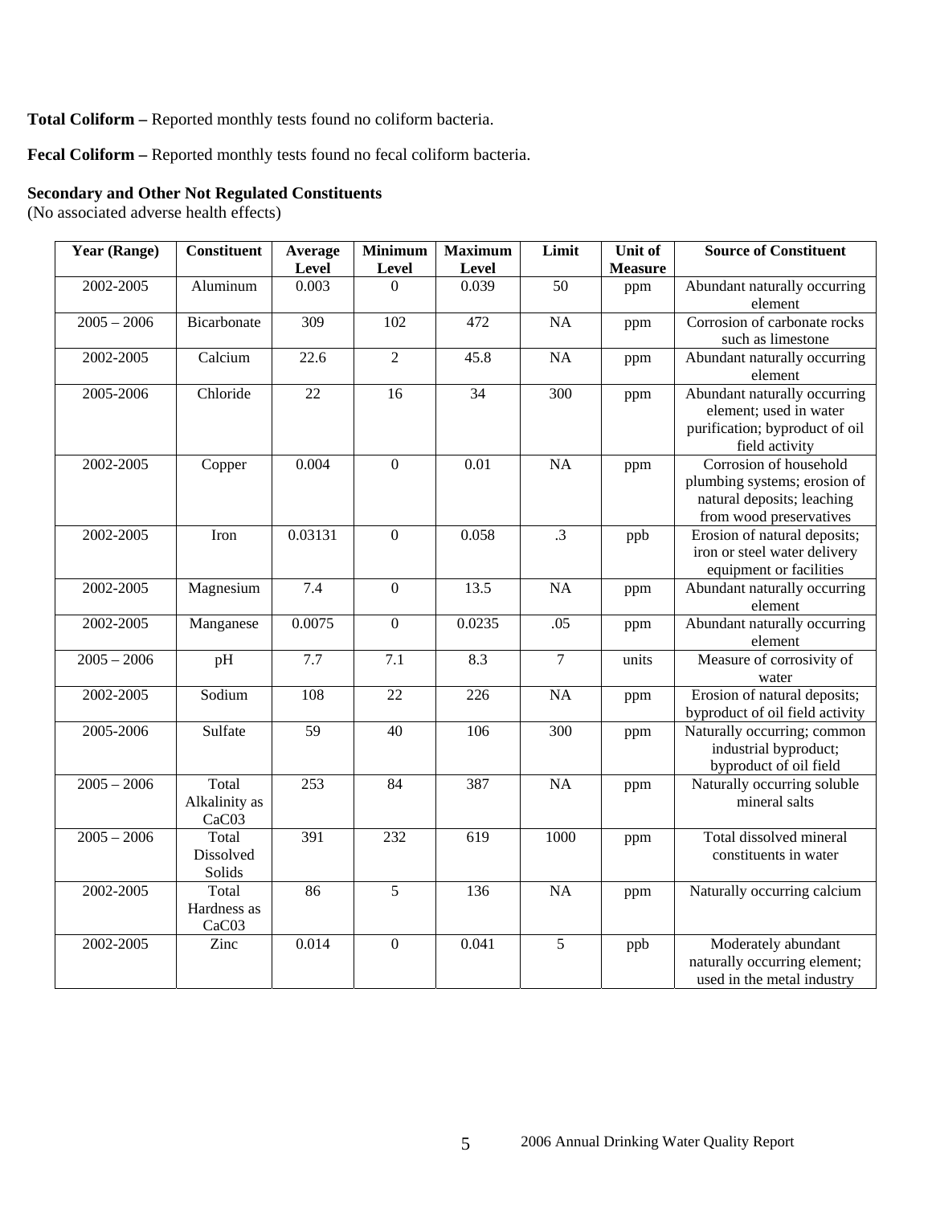**Total Coliform –** Reported monthly tests found no coliform bacteria.

**Fecal Coliform –** Reported monthly tests found no fecal coliform bacteria.

**Secondary and Other Not Regulated Constituents**
(No associated adverse health effects)

| Year (Range) | Constituent | Average Level | Minimum Level | Maximum Level | Limit | Unit of Measure | Source of Constituent |
|---|---|---|---|---|---|---|---|
| 2002-2005 | Aluminum | 0.003 | 0 | 0.039 | 50 | ppm | Abundant naturally occurring element |
| 2005 – 2006 | Bicarbonate | 309 | 102 | 472 | NA | ppm | Corrosion of carbonate rocks such as limestone |
| 2002-2005 | Calcium | 22.6 | 2 | 45.8 | NA | ppm | Abundant naturally occurring element |
| 2005-2006 | Chloride | 22 | 16 | 34 | 300 | ppm | Abundant naturally occurring element; used in water purification; byproduct of oil field activity |
| 2002-2005 | Copper | 0.004 | 0 | 0.01 | NA | ppm | Corrosion of household plumbing systems; erosion of natural deposits; leaching from wood preservatives |
| 2002-2005 | Iron | 0.03131 | 0 | 0.058 | .3 | ppb | Erosion of natural deposits; iron or steel water delivery equipment or facilities |
| 2002-2005 | Magnesium | 7.4 | 0 | 13.5 | NA | ppm | Abundant naturally occurring element |
| 2002-2005 | Manganese | 0.0075 | 0 | 0.0235 | .05 | ppm | Abundant naturally occurring element |
| 2005 – 2006 | pH | 7.7 | 7.1 | 8.3 | 7 | units | Measure of corrosivity of water |
| 2002-2005 | Sodium | 108 | 22 | 226 | NA | ppm | Erosion of natural deposits; byproduct of oil field activity |
| 2005-2006 | Sulfate | 59 | 40 | 106 | 300 | ppm | Naturally occurring; common industrial byproduct; byproduct of oil field |
| 2005 – 2006 | Total Alkalinity as CaC03 | 253 | 84 | 387 | NA | ppm | Naturally occurring soluble mineral salts |
| 2005 – 2006 | Total Dissolved Solids | 391 | 232 | 619 | 1000 | ppm | Total dissolved mineral constituents in water |
| 2002-2005 | Total Hardness as CaC03 | 86 | 5 | 136 | NA | ppm | Naturally occurring calcium |
| 2002-2005 | Zinc | 0.014 | 0 | 0.041 | 5 | ppb | Moderately abundant naturally occurring element; used in the metal industry |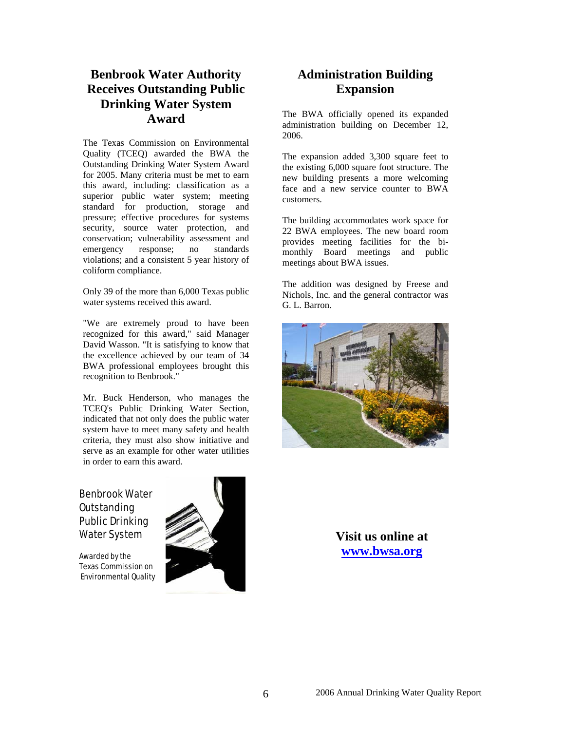## Benbrook Water Authority Receives Outstanding Public Drinking Water System Award

The Texas Commission on Environmental Quality (TCEQ) awarded the BWA the Outstanding Drinking Water System Award for 2005. Many criteria must be met to earn this award, including: classification as a superior public water system; meeting standard for production, storage and pressure; effective procedures for systems security, source water protection, and conservation; vulnerability assessment and emergency response; no standards violations; and a consistent 5 year history of coliform compliance.

Only 39 of the more than 6,000 Texas public water systems received this award.

"We are extremely proud to have been recognized for this award," said Manager David Wasson. "It is satisfying to know that the excellence achieved by our team of 34 BWA professional employees brought this recognition to Benbrook."

Mr. Buck Henderson, who manages the TCEQ's Public Drinking Water Section, indicated that not only does the public water system have to meet many safety and health criteria, they must also show initiative and serve as an example for other water utilities in order to earn this award.

Benbrook Water
Outstanding
Public Drinking
Water System

Awarded by the
Texas Commission on
Environmental Quality

## Administration Building Expansion

The BWA officially opened its expanded administration building on December 12, 2006.

The expansion added 3,300 square feet to the existing 6,000 square foot structure. The new building presents a more welcoming face and a new service counter to BWA customers.

The building accommodates work space for 22 BWA employees. The new board room provides meeting facilities for the bi-monthly Board meetings and public meetings about BWA issues.

The addition was designed by Freese and Nichols, Inc. and the general contractor was G. L. Barron.

**Visit us online at [www.bwsa.org](http://www.bwsa.org)**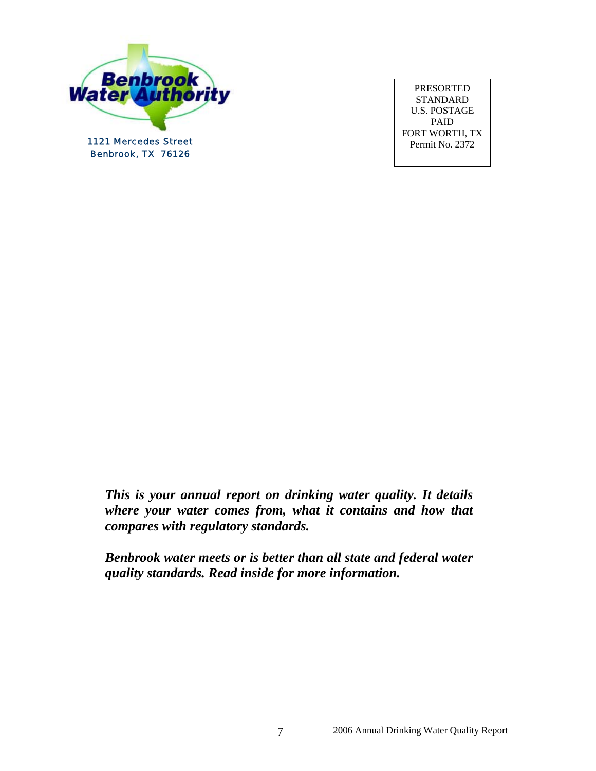Benbrook Water Authority

1121 Mercedes Street
Benbrook, TX 76126

PRESORTED
STANDARD
U.S. POSTAGE
PAID
FORT WORTH, TX
Permit No. 2372

***This is your annual report on drinking water quality. It details where your water comes from, what it contains and how that compares with regulatory standards.***

***Benbrook water meets or is better than all state and federal water quality standards. Read inside for more information.***